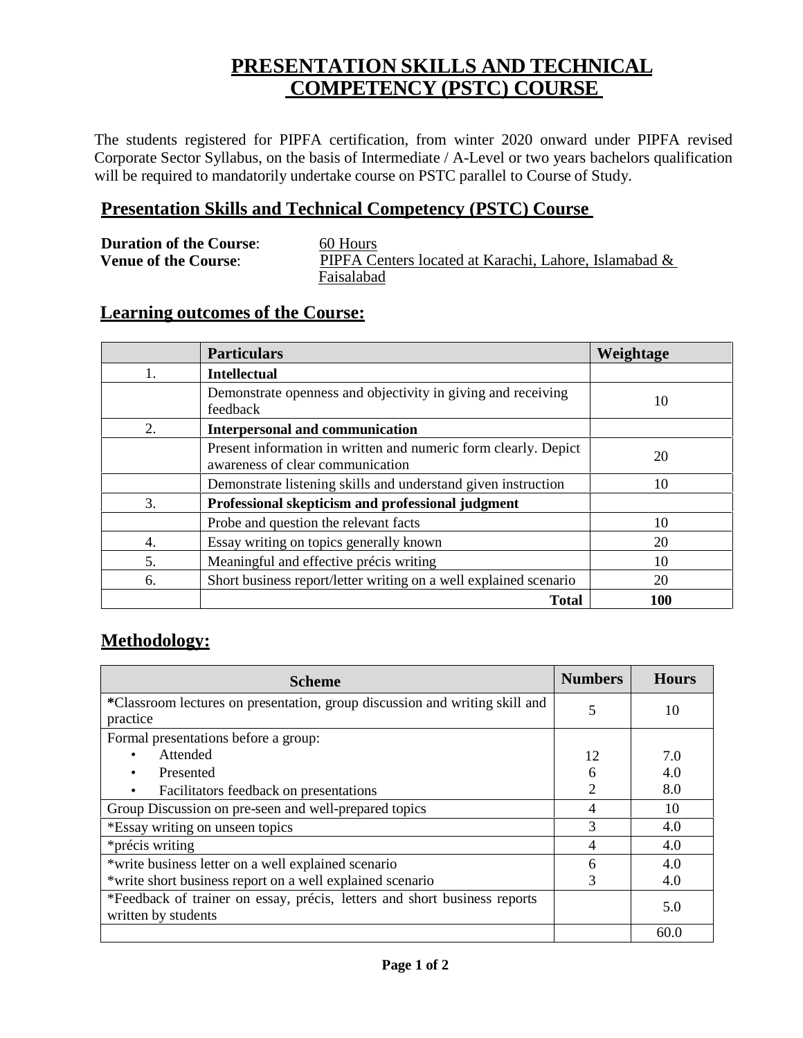# PRESENTATION SKILLS AND TECHNICAL COMPETENCY (PSTC) COURSE

The students registered for PIPFA certification, from winter 2020 onward under PIPFA revised Corporate Sector Syllabus, on the basis of Intermediate / A-Level or two years bachelors qualification will be required to mandatorily undertake course on PSTC parallel to Course of Study.

## Presentation Skills and Technical Competency (PSTC) Course

**Duration of the Course**: 60 Hours
**Venue of the Course**: PIPFA Centers located at Karachi, Lahore, Islamabad & Faisalabad

## Learning outcomes of the Course:

| | Particulars | Weightage |
|---|---|---|
| 1. | **Intellectual** | |
| | Demonstrate openness and objectivity in giving and receiving feedback | 10 |
| 2. | **Interpersonal and communication** | |
| | Present information in written and numeric form clearly. Depict awareness of clear communication | 20 |
| | Demonstrate listening skills and understand given instruction | 10 |
| 3. | **Professional skepticism and professional judgment** | |
| | Probe and question the relevant facts | 10 |
| 4. | Essay writing on topics generally known | 20 |
| 5. | Meaningful and effective précis writing | 10 |
| 6. | Short business report/letter writing on a well explained scenario | 20 |
| | **Total** | **100** |

## Methodology:

| Scheme | Numbers | Hours |
|---|---|---|
| *Classroom lectures on presentation, group discussion and writing skill and practice | 5 | 10 |
| Formal presentations before a group: | | |
| • Attended | 12 | 7.0 |
| • Presented | 6 | 4.0 |
| • Facilitators feedback on presentations | 2 | 8.0 |
| Group Discussion on pre-seen and well-prepared topics | 4 | 10 |
| *Essay writing on unseen topics | 3 | 4.0 |
| *précis writing | 4 | 4.0 |
| *write business letter on a well explained scenario | 6 | 4.0 |
| *write short business report on a well explained scenario | 3 | 4.0 |
| *Feedback of trainer on essay, précis, letters and short business reports written by students | | 5.0 |
| | | 60.0 |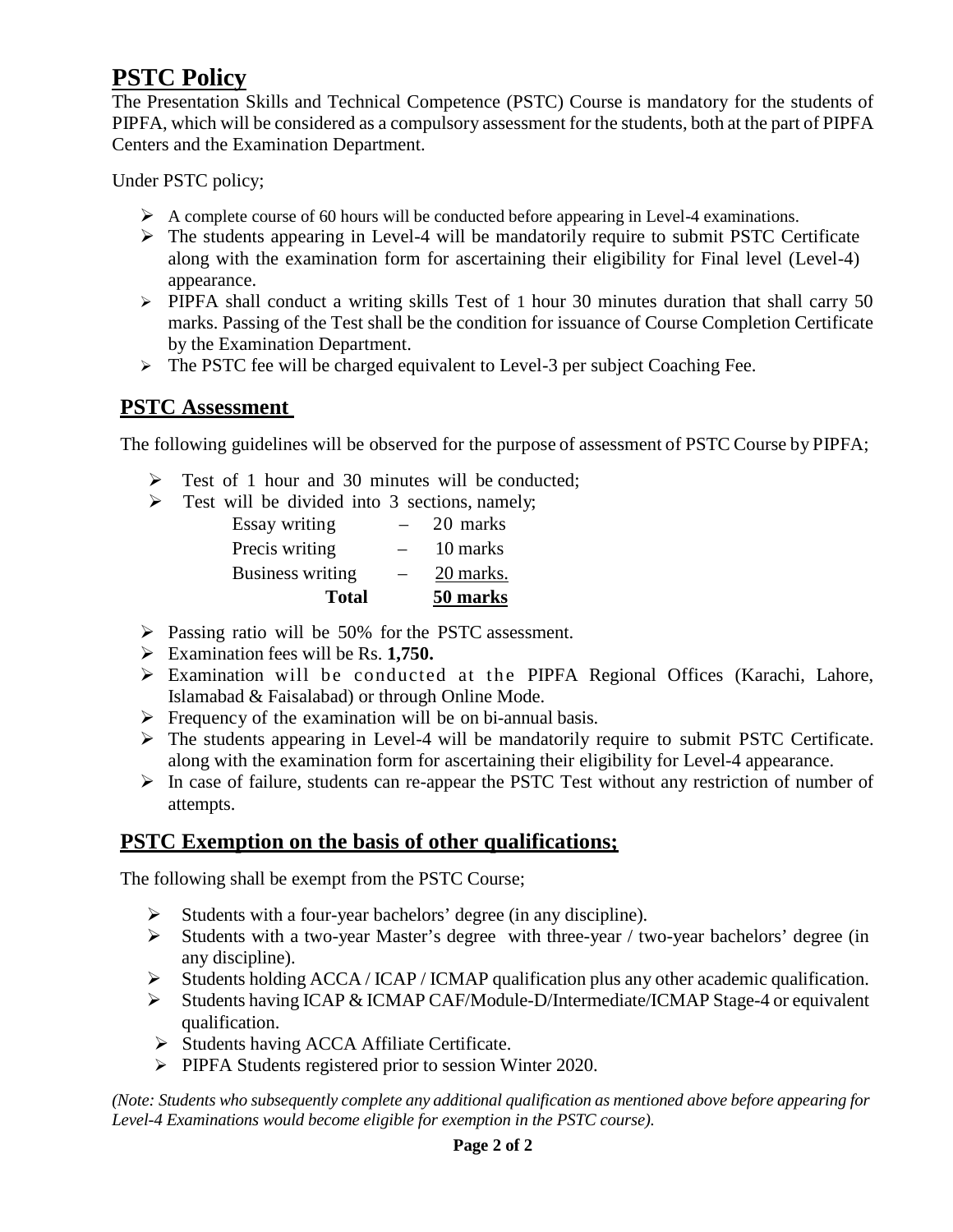## **PSTC Policy**

The Presentation Skills and Technical Competence (PSTC) Course is mandatory for the students of PIPFA, which will be considered as a compulsory assessment for the students, both at the part of PIPFA Centers and the Examination Department.

Under PSTC policy;

- A complete course of 60 hours will be conducted before appearing in Level-4 examinations.
- The students appearing in Level-4 will be mandatorily require to submit PSTC Certificate along with the examination form for ascertaining their eligibility for Final level (Level-4) appearance.
- PIPFA shall conduct a writing skills Test of 1 hour 30 minutes duration that shall carry 50 marks. Passing of the Test shall be the condition for issuance of Course Completion Certificate by the Examination Department.
- The PSTC fee will be charged equivalent to Level-3 per subject Coaching Fee.

### **PSTC Assessment**

The following guidelines will be observed for the purpose of assessment of PSTC Course by PIPFA;

- Test of 1 hour and 30 minutes will be conducted;
- Test will be divided into 3 sections, namely;

| | | |
|---|---|---|
| Essay writing | – | 20 marks |
| Precis writing | – | 10 marks |
| Business writing | – | 20 marks. |
| **Total** | | **50 marks** |

- Passing ratio will be 50% for the PSTC assessment.
- Examination fees will be Rs. **1,750.**
- Examination will be conducted at the PIPFA Regional Offices (Karachi, Lahore, Islamabad & Faisalabad) or through Online Mode.
- Frequency of the examination will be on bi-annual basis.
- The students appearing in Level-4 will be mandatorily require to submit PSTC Certificate. along with the examination form for ascertaining their eligibility for Level-4 appearance.
- In case of failure, students can re-appear the PSTC Test without any restriction of number of attempts.

### **PSTC Exemption on the basis of other qualifications;**

The following shall be exempt from the PSTC Course;

- Students with a four-year bachelors' degree (in any discipline).
- Students with a two-year Master's degree with three-year / two-year bachelors' degree (in any discipline).
- Students holding ACCA / ICAP / ICMAP qualification plus any other academic qualification.
- Students having ICAP & ICMAP CAF/Module-D/Intermediate/ICMAP Stage-4 or equivalent qualification.
- Students having ACCA Affiliate Certificate.
- PIPFA Students registered prior to session Winter 2020.

*(Note: Students who subsequently complete any additional qualification as mentioned above before appearing for Level-4 Examinations would become eligible for exemption in the PSTC course).*